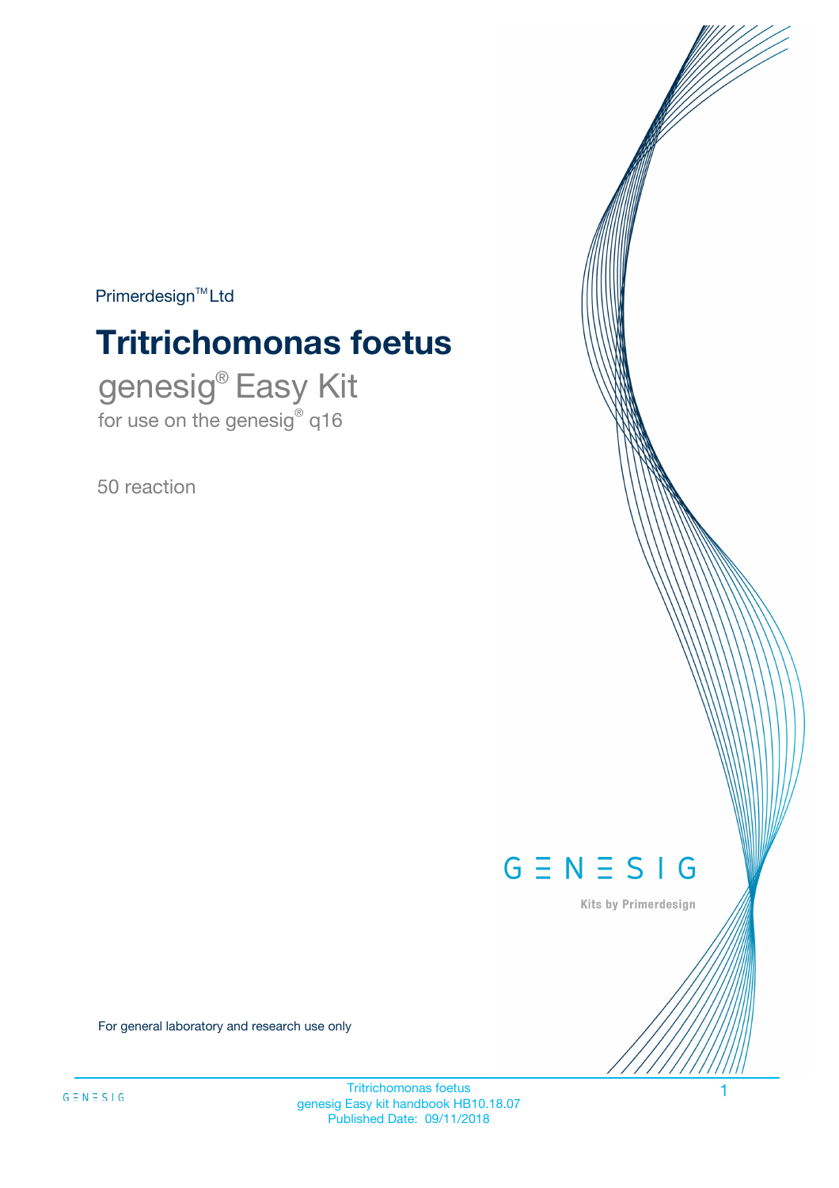Primerdesign™ Ltd

# Tritrichomonas foetus

## genesig® Easy Kit

for use on the genesig® q16

50 reaction

GENESIG

Kits by Primerdesign

For general laboratory and research use only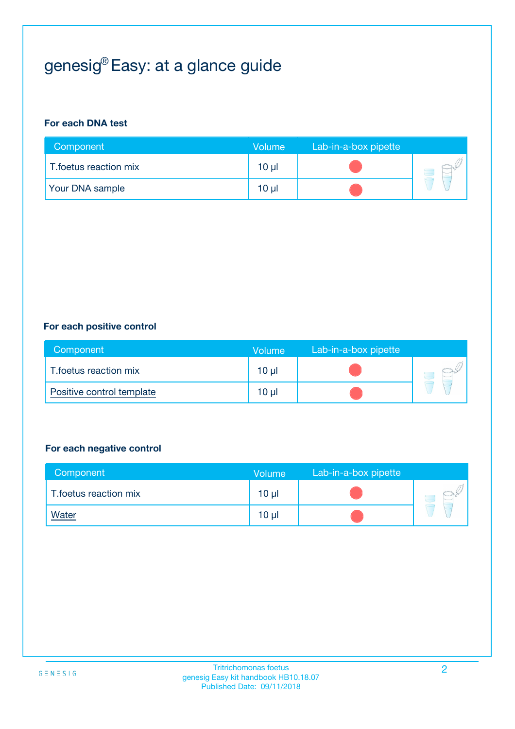# genesig® Easy: at a glance guide

**For each DNA test**

| Component | Volume | Lab-in-a-box pipette |
| --- | --- | --- |
| T.foetus reaction mix | 10 µl | |
| Your DNA sample | 10 µl | |

**For each positive control**

| Component | Volume | Lab-in-a-box pipette |
| --- | --- | --- |
| T.foetus reaction mix | 10 µl | |
| Positive control template | 10 µl | |

**For each negative control**

| Component | Volume | Lab-in-a-box pipette |
| --- | --- | --- |
| T.foetus reaction mix | 10 µl | |
| Water | 10 µl | |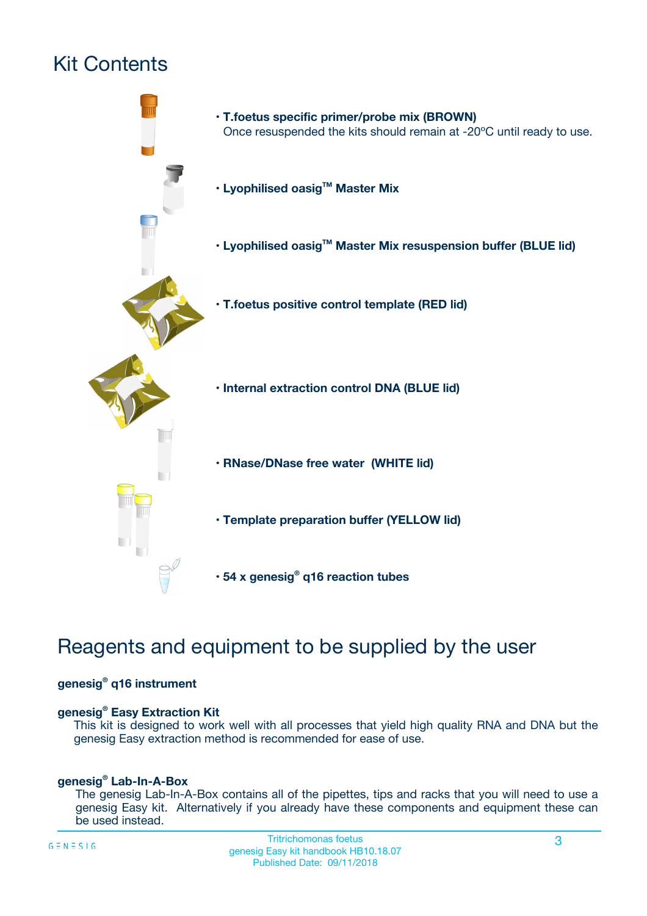# Kit Contents

- **T.foetus specific primer/probe mix (BROWN)**
  Once resuspended the kits should remain at -20ºC until ready to use.
- **Lyophilised oasig™ Master Mix**
- **Lyophilised oasig™ Master Mix resuspension buffer (BLUE lid)**
- **T.foetus positive control template (RED lid)**
- **Internal extraction control DNA (BLUE lid)**
- **RNase/DNase free water (WHITE lid)**
- **Template preparation buffer (YELLOW lid)**
- **54 x genesig® q16 reaction tubes**

# Reagents and equipment to be supplied by the user

**genesig® q16 instrument**

**genesig® Easy Extraction Kit**
This kit is designed to work well with all processes that yield high quality RNA and DNA but the genesig Easy extraction method is recommended for ease of use.

**genesig® Lab-In-A-Box**
The genesig Lab-In-A-Box contains all of the pipettes, tips and racks that you will need to use a genesig Easy kit. Alternatively if you already have these components and equipment these can be used instead.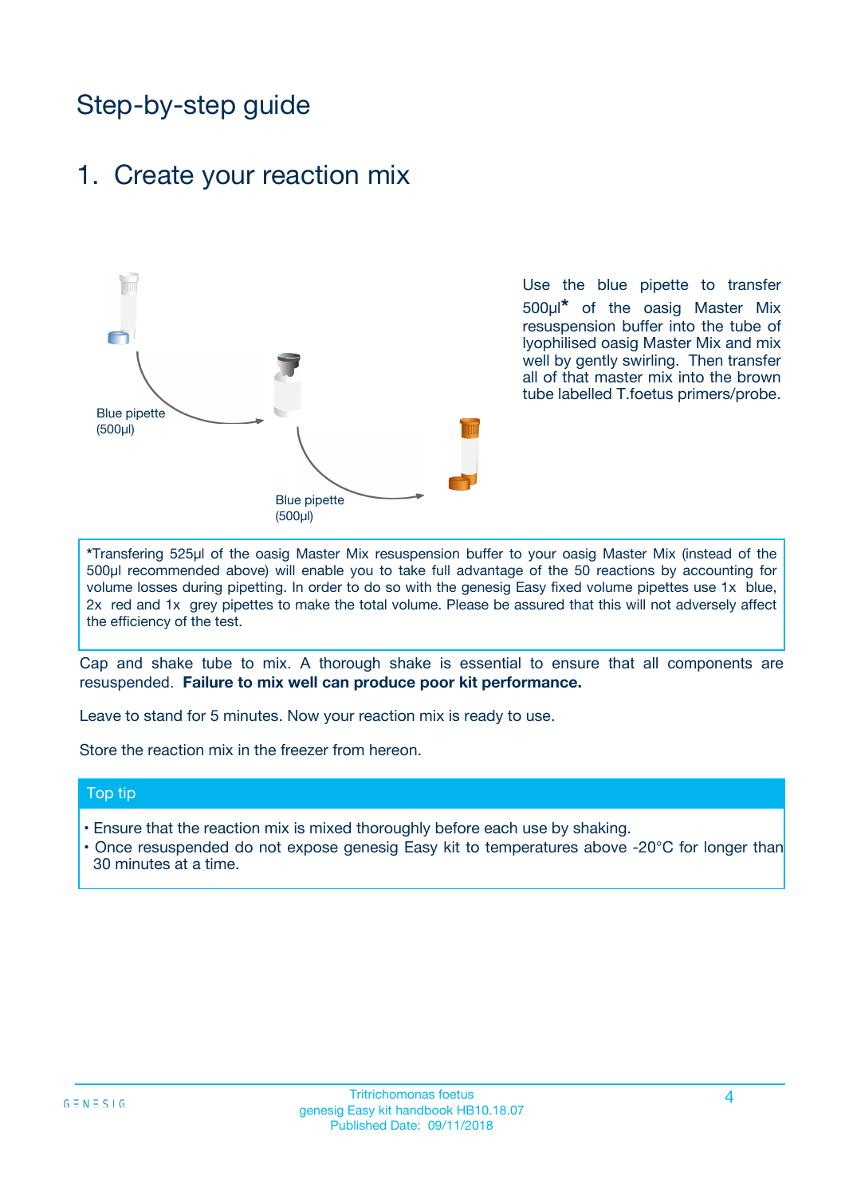# Step-by-step guide

## 1. Create your reaction mix

Blue pipette (500µl)

Blue pipette (500µl)

Use the blue pipette to transfer 500µl* of the oasig Master Mix resuspension buffer into the tube of lyophilised oasig Master Mix and mix well by gently swirling. Then transfer all of that master mix into the brown tube labelled T.foetus primers/probe.

*Transfering 525µl of the oasig Master Mix resuspension buffer to your oasig Master Mix (instead of the 500µl recommended above) will enable you to take full advantage of the 50 reactions by accounting for volume losses during pipetting. In order to do so with the genesig Easy fixed volume pipettes use 1x blue, 2x red and 1x grey pipettes to make the total volume. Please be assured that this will not adversely affect the efficiency of the test.

Cap and shake tube to mix. A thorough shake is essential to ensure that all components are resuspended. **Failure to mix well can produce poor kit performance.**

Leave to stand for 5 minutes. Now your reaction mix is ready to use.

Store the reaction mix in the freezer from hereon.

### Top tip

- Ensure that the reaction mix is mixed thoroughly before each use by shaking.
- Once resuspended do not expose genesig Easy kit to temperatures above -20°C for longer than 30 minutes at a time.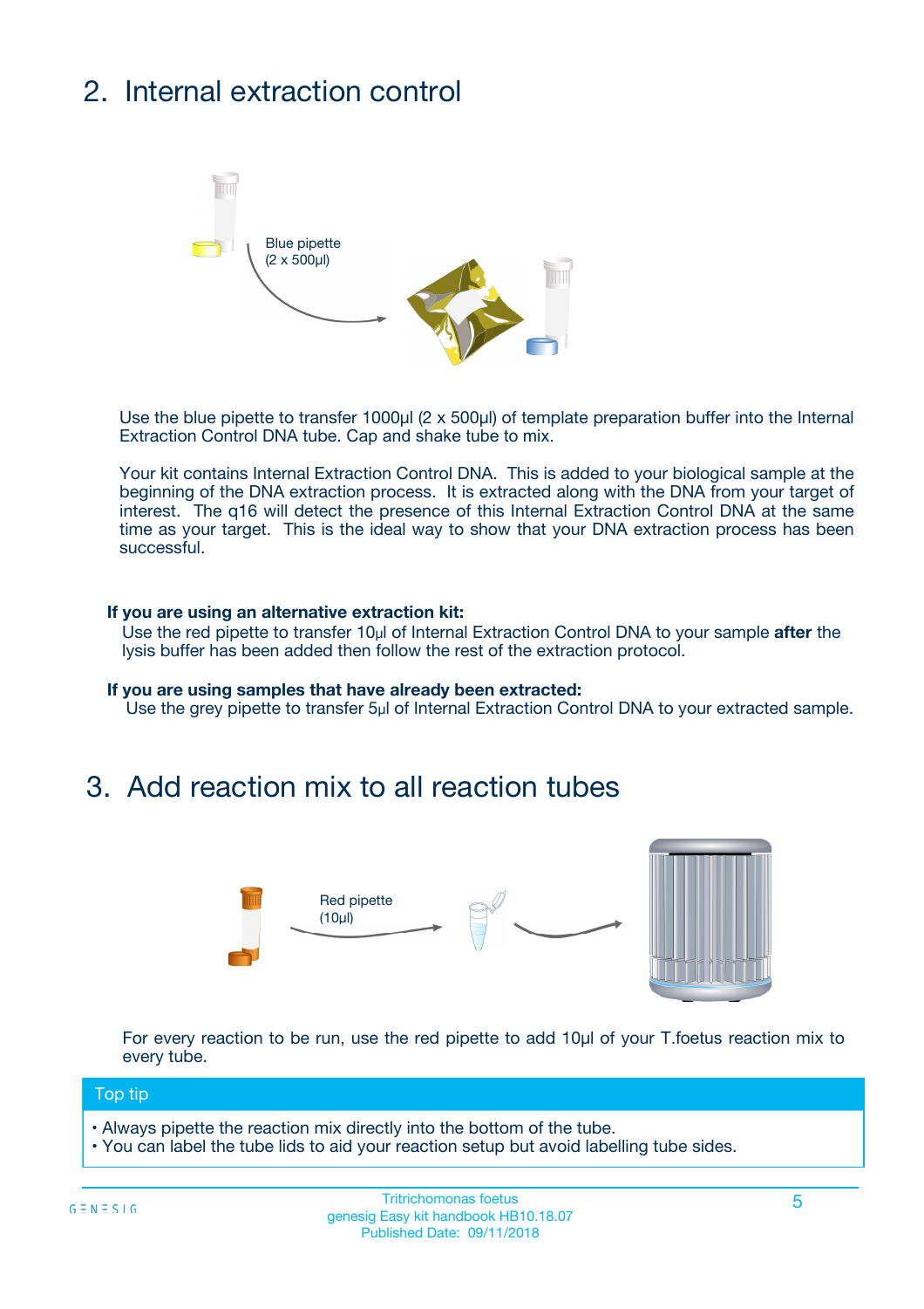## 2. Internal extraction control

Blue pipette (2 x 500µl)

Use the blue pipette to transfer 1000µl (2 x 500µl) of template preparation buffer into the Internal Extraction Control DNA tube. Cap and shake tube to mix.

Your kit contains Internal Extraction Control DNA. This is added to your biological sample at the beginning of the DNA extraction process. It is extracted along with the DNA from your target of interest. The q16 will detect the presence of this Internal Extraction Control DNA at the same time as your target. This is the ideal way to show that your DNA extraction process has been successful.

**If you are using an alternative extraction kit:**
Use the red pipette to transfer 10µl of Internal Extraction Control DNA to your sample **after** the lysis buffer has been added then follow the rest of the extraction protocol.

**If you are using samples that have already been extracted:**
Use the grey pipette to transfer 5µl of Internal Extraction Control DNA to your extracted sample.

## 3. Add reaction mix to all reaction tubes

Red pipette (10µl)

For every reaction to be run, use the red pipette to add 10µl of your T.foetus reaction mix to every tube.

**Top tip**

- Always pipette the reaction mix directly into the bottom of the tube.
- You can label the tube lids to aid your reaction setup but avoid labelling tube sides.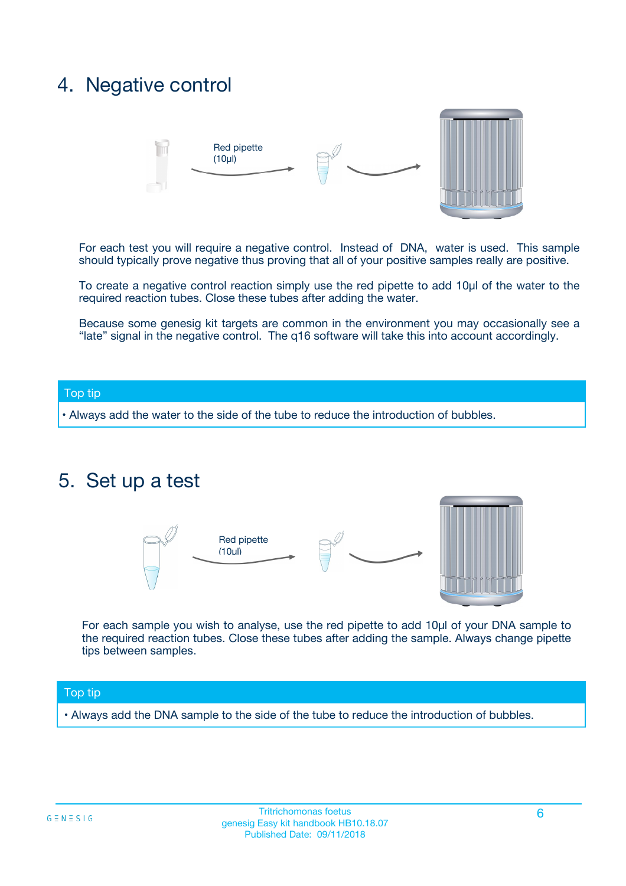## 4. Negative control

Red pipette (10µl)

For each test you will require a negative control. Instead of DNA, water is used. This sample should typically prove negative thus proving that all of your positive samples really are positive.

To create a negative control reaction simply use the red pipette to add 10µl of the water to the required reaction tubes. Close these tubes after adding the water.

Because some genesig kit targets are common in the environment you may occasionally see a "late" signal in the negative control. The q16 software will take this into account accordingly.

**Top tip**

- Always add the water to the side of the tube to reduce the introduction of bubbles.

## 5. Set up a test

Red pipette (10µl)

For each sample you wish to analyse, use the red pipette to add 10µl of your DNA sample to the required reaction tubes. Close these tubes after adding the sample. Always change pipette tips between samples.

**Top tip**

- Always add the DNA sample to the side of the tube to reduce the introduction of bubbles.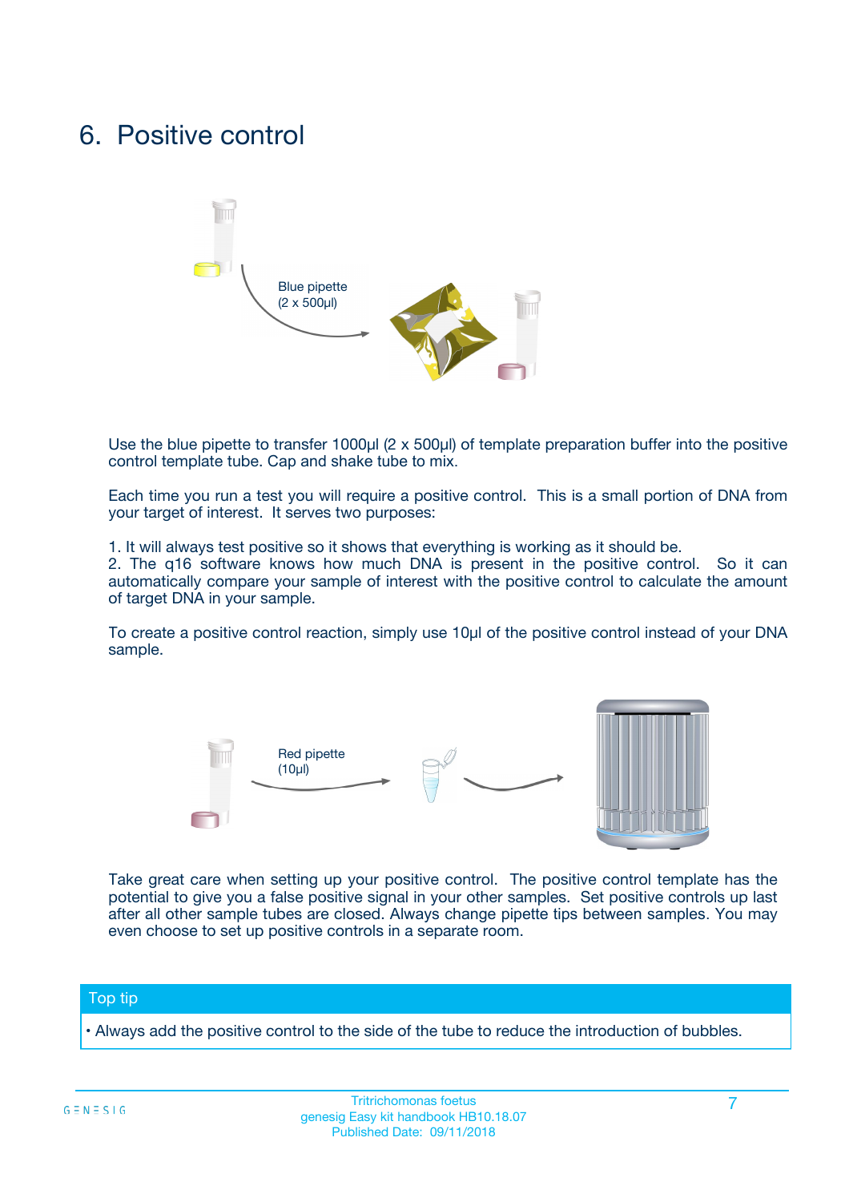# 6. Positive control

Blue pipette
(2 x 500µl)

Use the blue pipette to transfer 1000µl (2 x 500µl) of template preparation buffer into the positive control template tube. Cap and shake tube to mix.

Each time you run a test you will require a positive control. This is a small portion of DNA from your target of interest. It serves two purposes:

1. It will always test positive so it shows that everything is working as it should be.
2. The q16 software knows how much DNA is present in the positive control. So it can automatically compare your sample of interest with the positive control to calculate the amount of target DNA in your sample.

To create a positive control reaction, simply use 10µl of the positive control instead of your DNA sample.

Red pipette
(10µl)

Take great care when setting up your positive control. The positive control template has the potential to give you a false positive signal in your other samples. Set positive controls up last after all other sample tubes are closed. Always change pipette tips between samples. You may even choose to set up positive controls in a separate room.

**Top tip**

- Always add the positive control to the side of the tube to reduce the introduction of bubbles.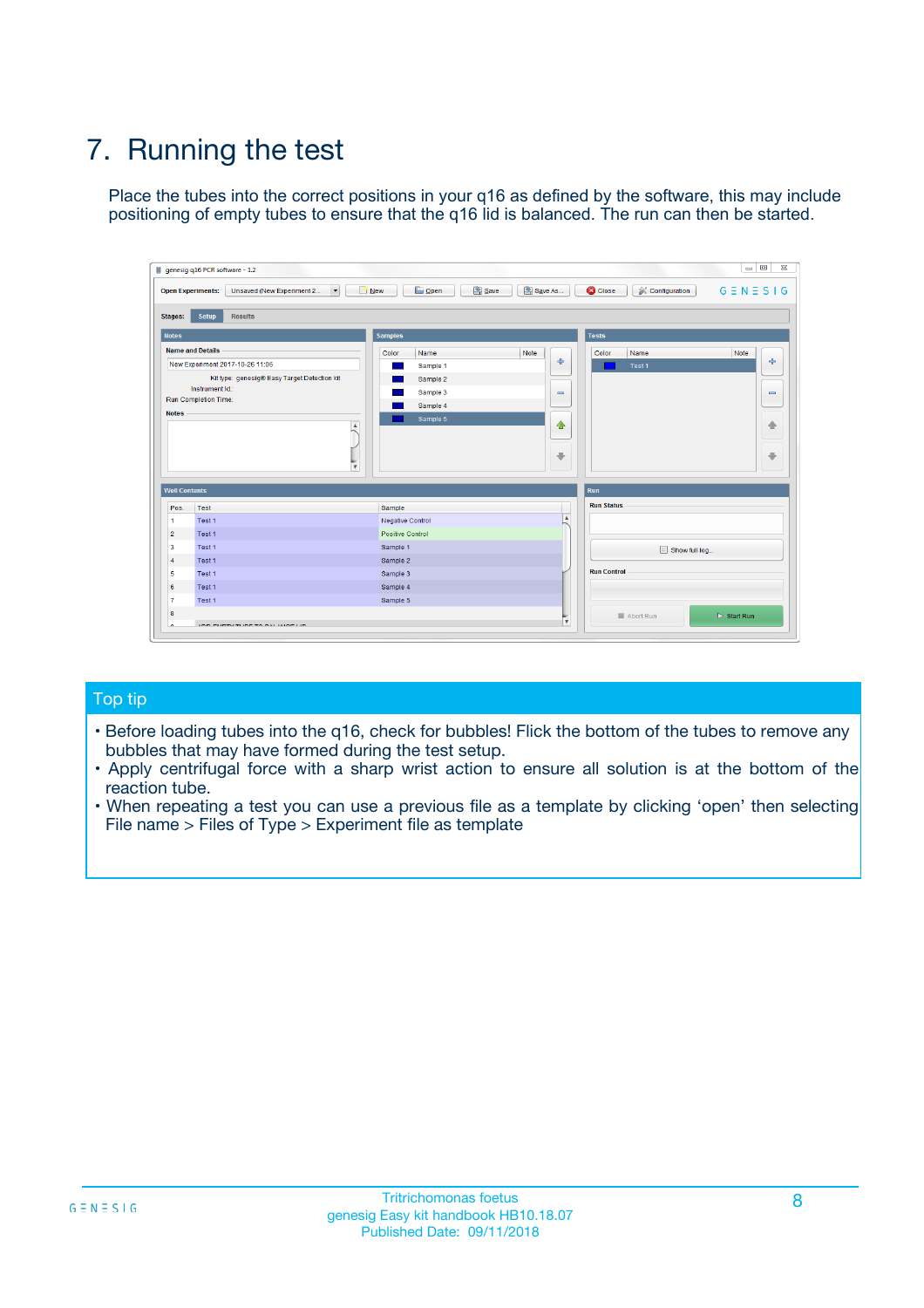# 7. Running the test

Place the tubes into the correct positions in your q16 as defined by the software, this may include positioning of empty tubes to ensure that the q16 lid is balanced. The run can then be started.

## Top tip

- Before loading tubes into the q16, check for bubbles! Flick the bottom of the tubes to remove any bubbles that may have formed during the test setup.
- Apply centrifugal force with a sharp wrist action to ensure all solution is at the bottom of the reaction tube.
- When repeating a test you can use a previous file as a template by clicking 'open' then selecting File name > Files of Type > Experiment file as template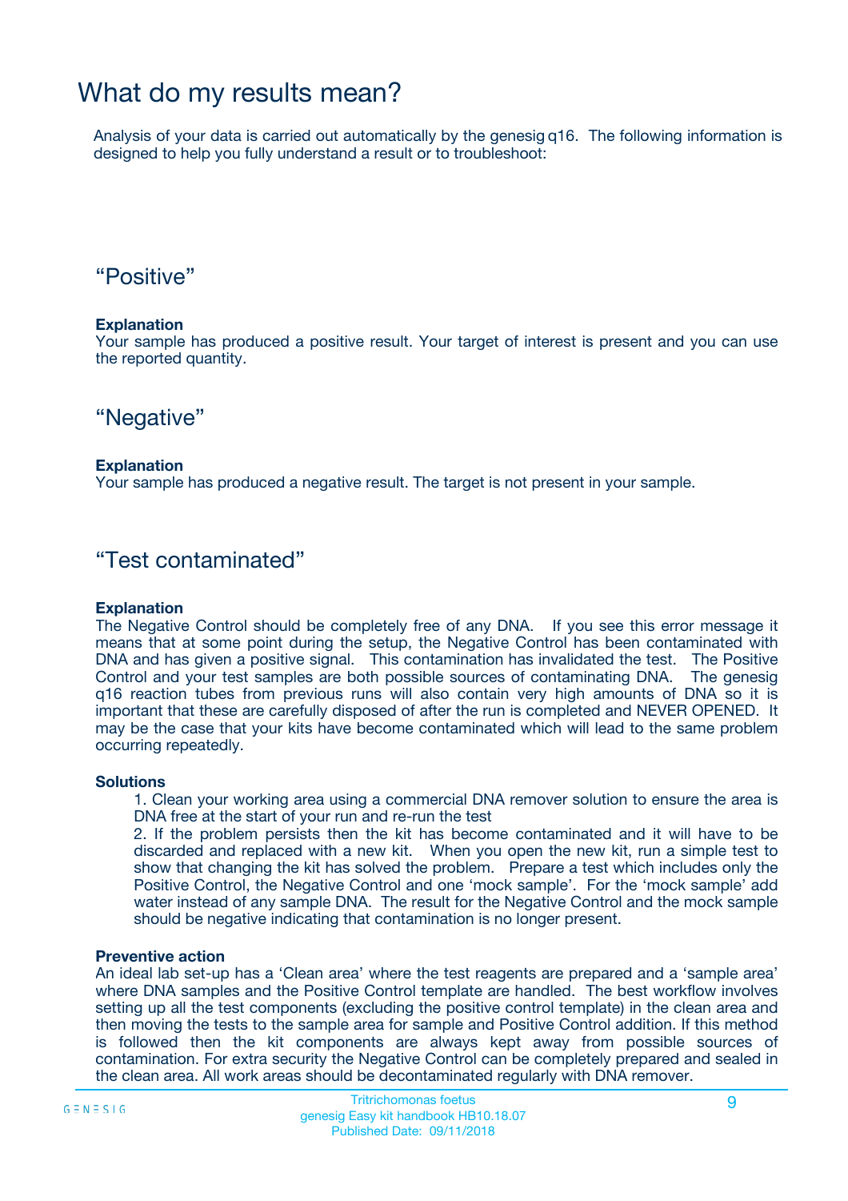# What do my results mean?

Analysis of your data is carried out automatically by the genesig q16. The following information is designed to help you fully understand a result or to troubleshoot:

## “Positive”

**Explanation**

Your sample has produced a positive result. Your target of interest is present and you can use the reported quantity.

## “Negative”

**Explanation**

Your sample has produced a negative result. The target is not present in your sample.

## “Test contaminated”

**Explanation**

The Negative Control should be completely free of any DNA. If you see this error message it means that at some point during the setup, the Negative Control has been contaminated with DNA and has given a positive signal. This contamination has invalidated the test. The Positive Control and your test samples are both possible sources of contaminating DNA. The genesig q16 reaction tubes from previous runs will also contain very high amounts of DNA so it is important that these are carefully disposed of after the run is completed and NEVER OPENED. It may be the case that your kits have become contaminated which will lead to the same problem occurring repeatedly.

**Solutions**

1. Clean your working area using a commercial DNA remover solution to ensure the area is DNA free at the start of your run and re-run the test
2. If the problem persists then the kit has become contaminated and it will have to be discarded and replaced with a new kit. When you open the new kit, run a simple test to show that changing the kit has solved the problem. Prepare a test which includes only the Positive Control, the Negative Control and one ‘mock sample’. For the ‘mock sample’ add water instead of any sample DNA. The result for the Negative Control and the mock sample should be negative indicating that contamination is no longer present.

**Preventive action**

An ideal lab set-up has a ‘Clean area’ where the test reagents are prepared and a ‘sample area’ where DNA samples and the Positive Control template are handled. The best workflow involves setting up all the test components (excluding the positive control template) in the clean area and then moving the tests to the sample area for sample and Positive Control addition. If this method is followed then the kit components are always kept away from possible sources of contamination. For extra security the Negative Control can be completely prepared and sealed in the clean area. All work areas should be decontaminated regularly with DNA remover.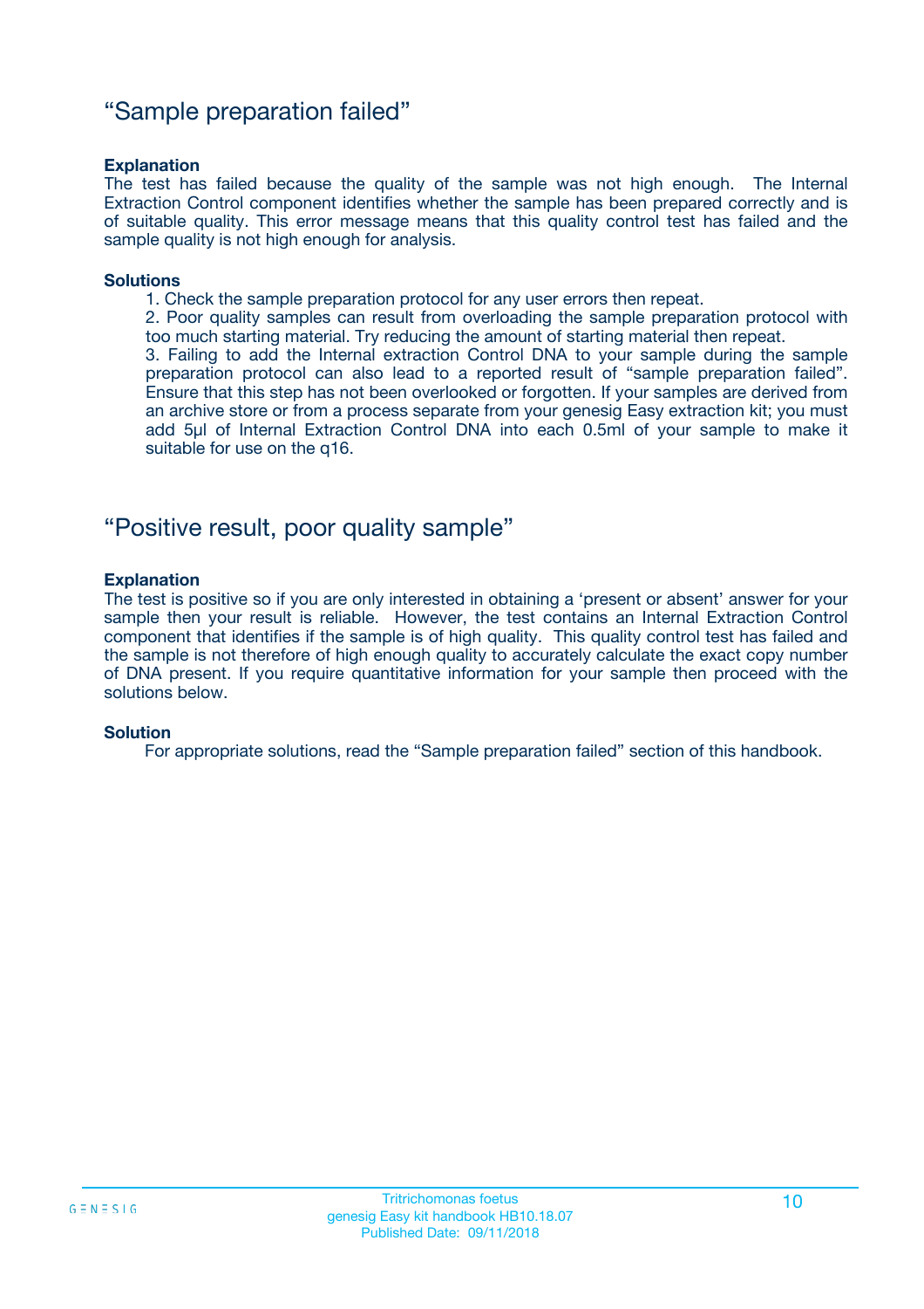## "Sample preparation failed"

**Explanation**

The test has failed because the quality of the sample was not high enough. The Internal Extraction Control component identifies whether the sample has been prepared correctly and is of suitable quality. This error message means that this quality control test has failed and the sample quality is not high enough for analysis.

**Solutions**

1. Check the sample preparation protocol for any user errors then repeat.
2. Poor quality samples can result from overloading the sample preparation protocol with too much starting material. Try reducing the amount of starting material then repeat.
3. Failing to add the Internal extraction Control DNA to your sample during the sample preparation protocol can also lead to a reported result of "sample preparation failed". Ensure that this step has not been overlooked or forgotten. If your samples are derived from an archive store or from a process separate from your genesig Easy extraction kit; you must add 5µl of Internal Extraction Control DNA into each 0.5ml of your sample to make it suitable for use on the q16.

## "Positive result, poor quality sample"

**Explanation**

The test is positive so if you are only interested in obtaining a 'present or absent' answer for your sample then your result is reliable. However, the test contains an Internal Extraction Control component that identifies if the sample is of high quality. This quality control test has failed and the sample is not therefore of high enough quality to accurately calculate the exact copy number of DNA present. If you require quantitative information for your sample then proceed with the solutions below.

**Solution**

For appropriate solutions, read the "Sample preparation failed" section of this handbook.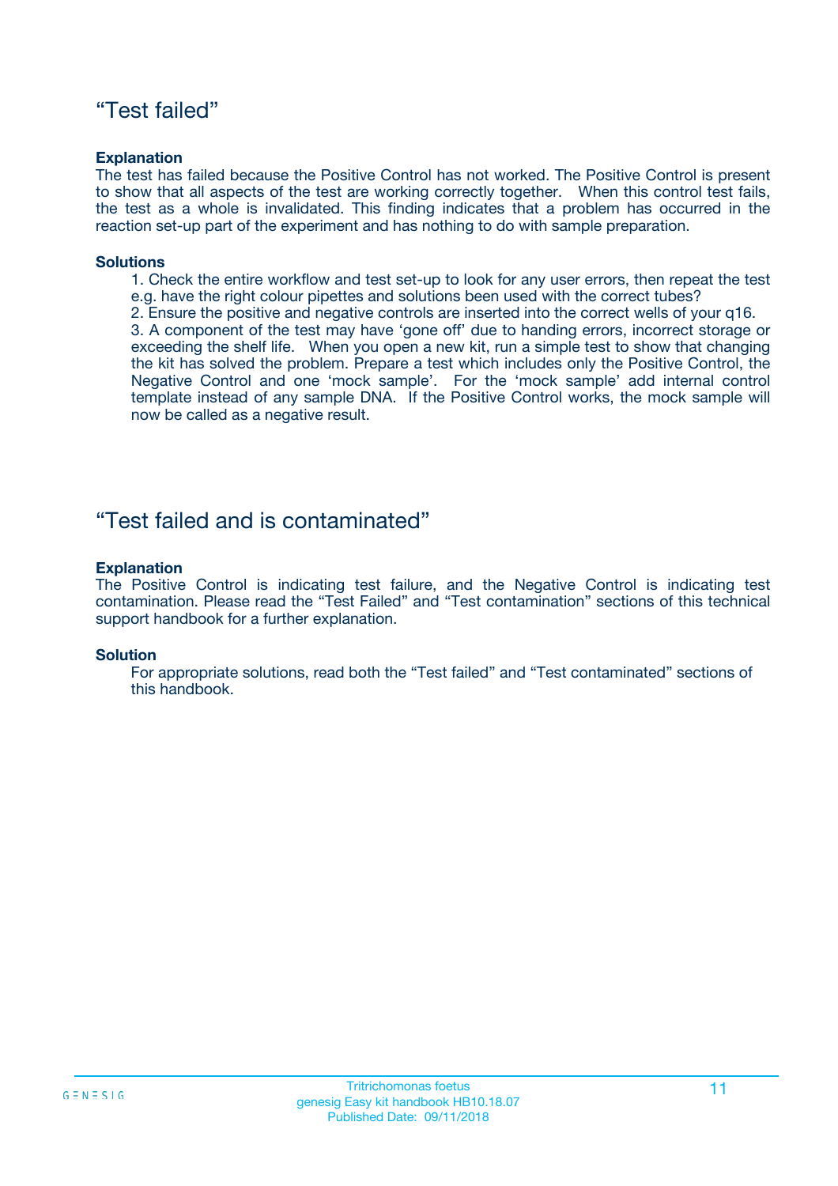## “Test failed”

**Explanation**

The test has failed because the Positive Control has not worked. The Positive Control is present to show that all aspects of the test are working correctly together. When this control test fails, the test as a whole is invalidated. This finding indicates that a problem has occurred in the reaction set-up part of the experiment and has nothing to do with sample preparation.

**Solutions**

1. Check the entire workflow and test set-up to look for any user errors, then repeat the test e.g. have the right colour pipettes and solutions been used with the correct tubes?
2. Ensure the positive and negative controls are inserted into the correct wells of your q16.
3. A component of the test may have ‘gone off’ due to handing errors, incorrect storage or exceeding the shelf life. When you open a new kit, run a simple test to show that changing the kit has solved the problem. Prepare a test which includes only the Positive Control, the Negative Control and one ‘mock sample’. For the ‘mock sample’ add internal control template instead of any sample DNA. If the Positive Control works, the mock sample will now be called as a negative result.

## “Test failed and is contaminated”

**Explanation**

The Positive Control is indicating test failure, and the Negative Control is indicating test contamination. Please read the “Test Failed” and “Test contamination” sections of this technical support handbook for a further explanation.

**Solution**

For appropriate solutions, read both the “Test failed” and “Test contaminated” sections of this handbook.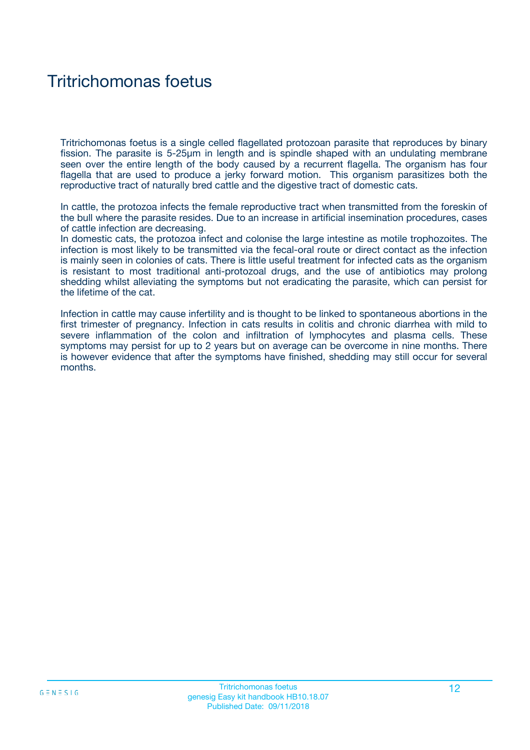# Tritrichomonas foetus

Tritrichomonas foetus is a single celled flagellated protozoan parasite that reproduces by binary fission. The parasite is 5-25µm in length and is spindle shaped with an undulating membrane seen over the entire length of the body caused by a recurrent flagella. The organism has four flagella that are used to produce a jerky forward motion. This organism parasitizes both the reproductive tract of naturally bred cattle and the digestive tract of domestic cats.

In cattle, the protozoa infects the female reproductive tract when transmitted from the foreskin of the bull where the parasite resides. Due to an increase in artificial insemination procedures, cases of cattle infection are decreasing.

In domestic cats, the protozoa infect and colonise the large intestine as motile trophozoites. The infection is most likely to be transmitted via the fecal-oral route or direct contact as the infection is mainly seen in colonies of cats. There is little useful treatment for infected cats as the organism is resistant to most traditional anti-protozoal drugs, and the use of antibiotics may prolong shedding whilst alleviating the symptoms but not eradicating the parasite, which can persist for the lifetime of the cat.

Infection in cattle may cause infertility and is thought to be linked to spontaneous abortions in the first trimester of pregnancy. Infection in cats results in colitis and chronic diarrhea with mild to severe inflammation of the colon and infiltration of lymphocytes and plasma cells. These symptoms may persist for up to 2 years but on average can be overcome in nine months. There is however evidence that after the symptoms have finished, shedding may still occur for several months.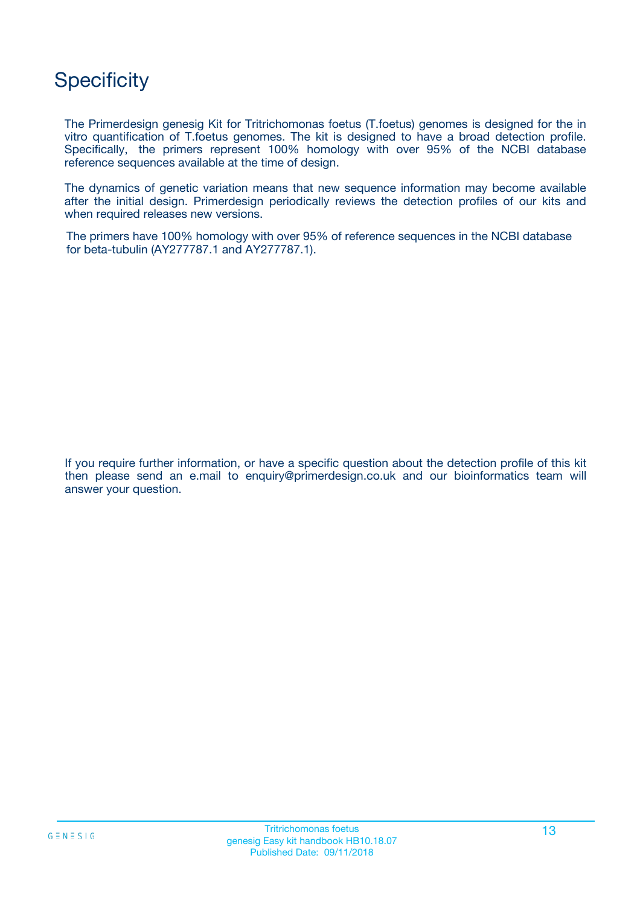# Specificity

The Primerdesign genesig Kit for Tritrichomonas foetus (T.foetus) genomes is designed for the in vitro quantification of T.foetus genomes. The kit is designed to have a broad detection profile. Specifically, the primers represent 100% homology with over 95% of the NCBI database reference sequences available at the time of design.

The dynamics of genetic variation means that new sequence information may become available after the initial design. Primerdesign periodically reviews the detection profiles of our kits and when required releases new versions.

The primers have 100% homology with over 95% of reference sequences in the NCBI database for beta-tubulin (AY277787.1 and AY277787.1).

If you require further information, or have a specific question about the detection profile of this kit then please send an e.mail to enquiry@primerdesign.co.uk and our bioinformatics team will answer your question.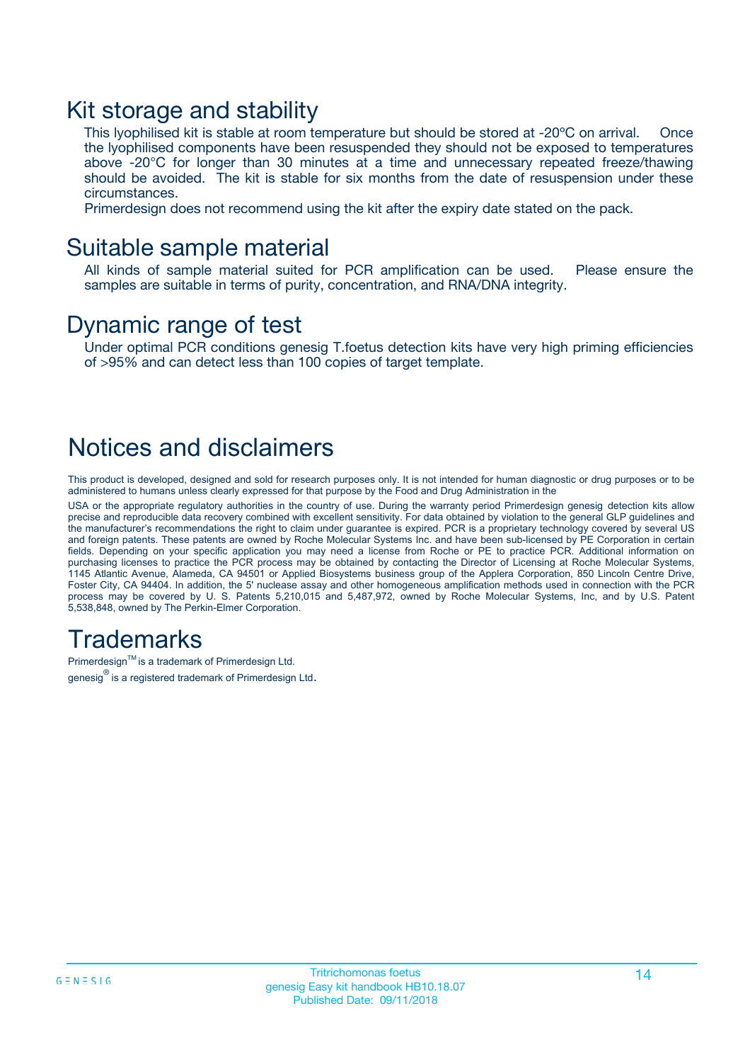## Kit storage and stability

This lyophilised kit is stable at room temperature but should be stored at -20ºC on arrival. Once the lyophilised components have been resuspended they should not be exposed to temperatures above -20°C for longer than 30 minutes at a time and unnecessary repeated freeze/thawing should be avoided. The kit is stable for six months from the date of resuspension under these circumstances.

Primerdesign does not recommend using the kit after the expiry date stated on the pack.

## Suitable sample material

All kinds of sample material suited for PCR amplification can be used. Please ensure the samples are suitable in terms of purity, concentration, and RNA/DNA integrity.

## Dynamic range of test

Under optimal PCR conditions genesig T.foetus detection kits have very high priming efficiencies of >95% and can detect less than 100 copies of target template.

# Notices and disclaimers

This product is developed, designed and sold for research purposes only. It is not intended for human diagnostic or drug purposes or to be administered to humans unless clearly expressed for that purpose by the Food and Drug Administration in the

USA or the appropriate regulatory authorities in the country of use. During the warranty period Primerdesign genesig detection kits allow precise and reproducible data recovery combined with excellent sensitivity. For data obtained by violation to the general GLP guidelines and the manufacturer's recommendations the right to claim under guarantee is expired. PCR is a proprietary technology covered by several US and foreign patents. These patents are owned by Roche Molecular Systems Inc. and have been sub-licensed by PE Corporation in certain fields. Depending on your specific application you may need a license from Roche or PE to practice PCR. Additional information on purchasing licenses to practice the PCR process may be obtained by contacting the Director of Licensing at Roche Molecular Systems, 1145 Atlantic Avenue, Alameda, CA 94501 or Applied Biosystems business group of the Applera Corporation, 850 Lincoln Centre Drive, Foster City, CA 94404. In addition, the 5' nuclease assay and other homogeneous amplification methods used in connection with the PCR process may be covered by U. S. Patents 5,210,015 and 5,487,972, owned by Roche Molecular Systems, Inc, and by U.S. Patent 5,538,848, owned by The Perkin-Elmer Corporation.

# Trademarks

Primerdesign™ is a trademark of Primerdesign Ltd.

genesig® is a registered trademark of Primerdesign Ltd.